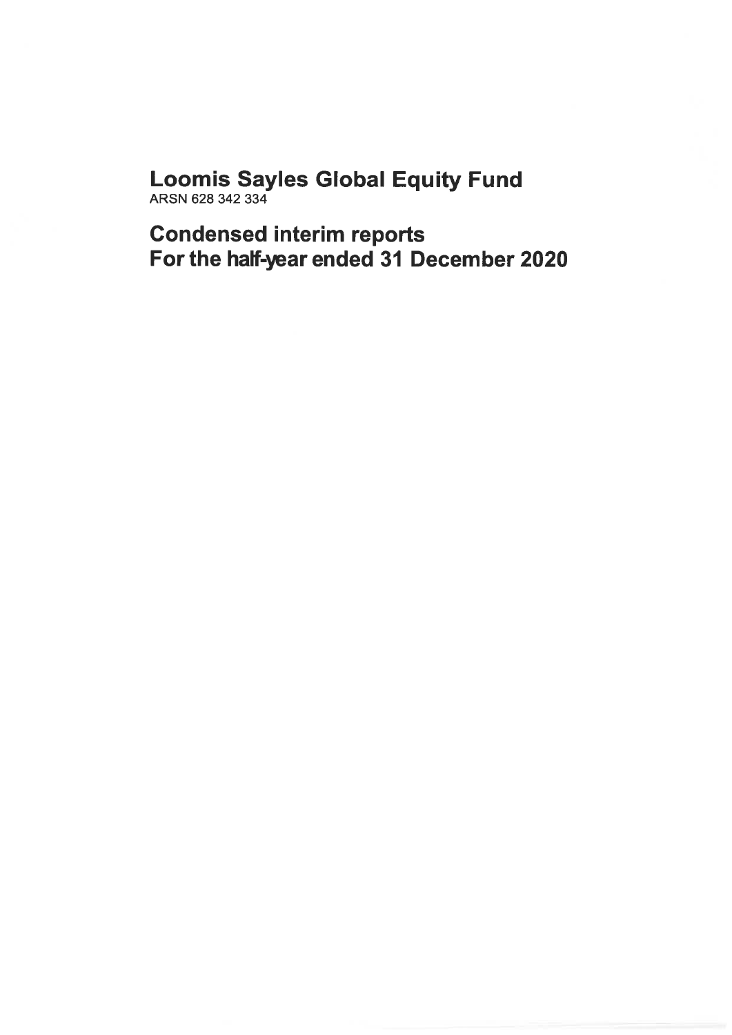# Loomis Sayles Global Equity Fund

ARSN 628 342 334

## Condensed interim reports
## For the half-year ended 31 December 2020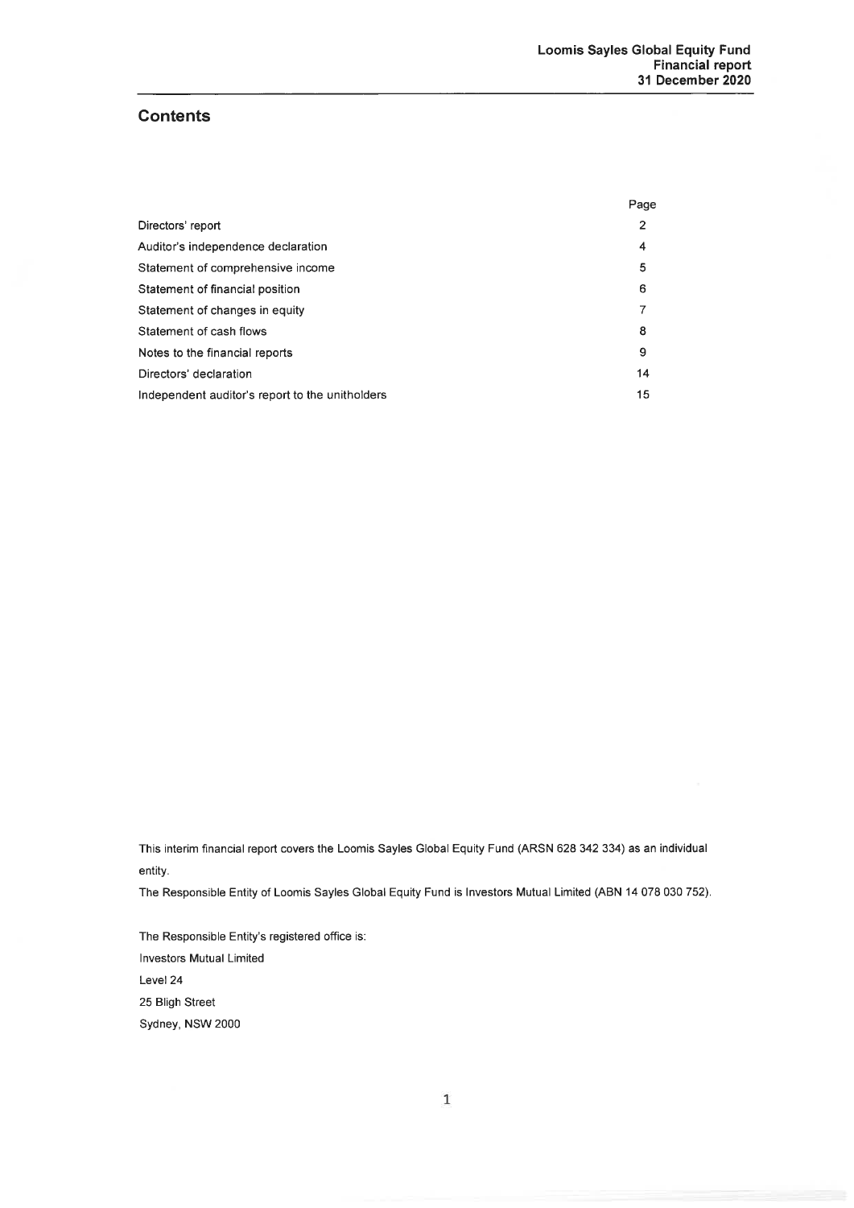## Contents

| | Page |
|---|---|
| Directors' report | 2 |
| Auditor's independence declaration | 4 |
| Statement of comprehensive income | 5 |
| Statement of financial position | 6 |
| Statement of changes in equity | 7 |
| Statement of cash flows | 8 |
| Notes to the financial reports | 9 |
| Directors' declaration | 14 |
| Independent auditor's report to the unitholders | 15 |

This interim financial report covers the Loomis Sayles Global Equity Fund (ARSN 628 342 334) as an individual entity.

The Responsible Entity of Loomis Sayles Global Equity Fund is Investors Mutual Limited (ABN 14 078 030 752).

The Responsible Entity's registered office is:

Investors Mutual Limited

Level 24

25 Bligh Street

Sydney, NSW 2000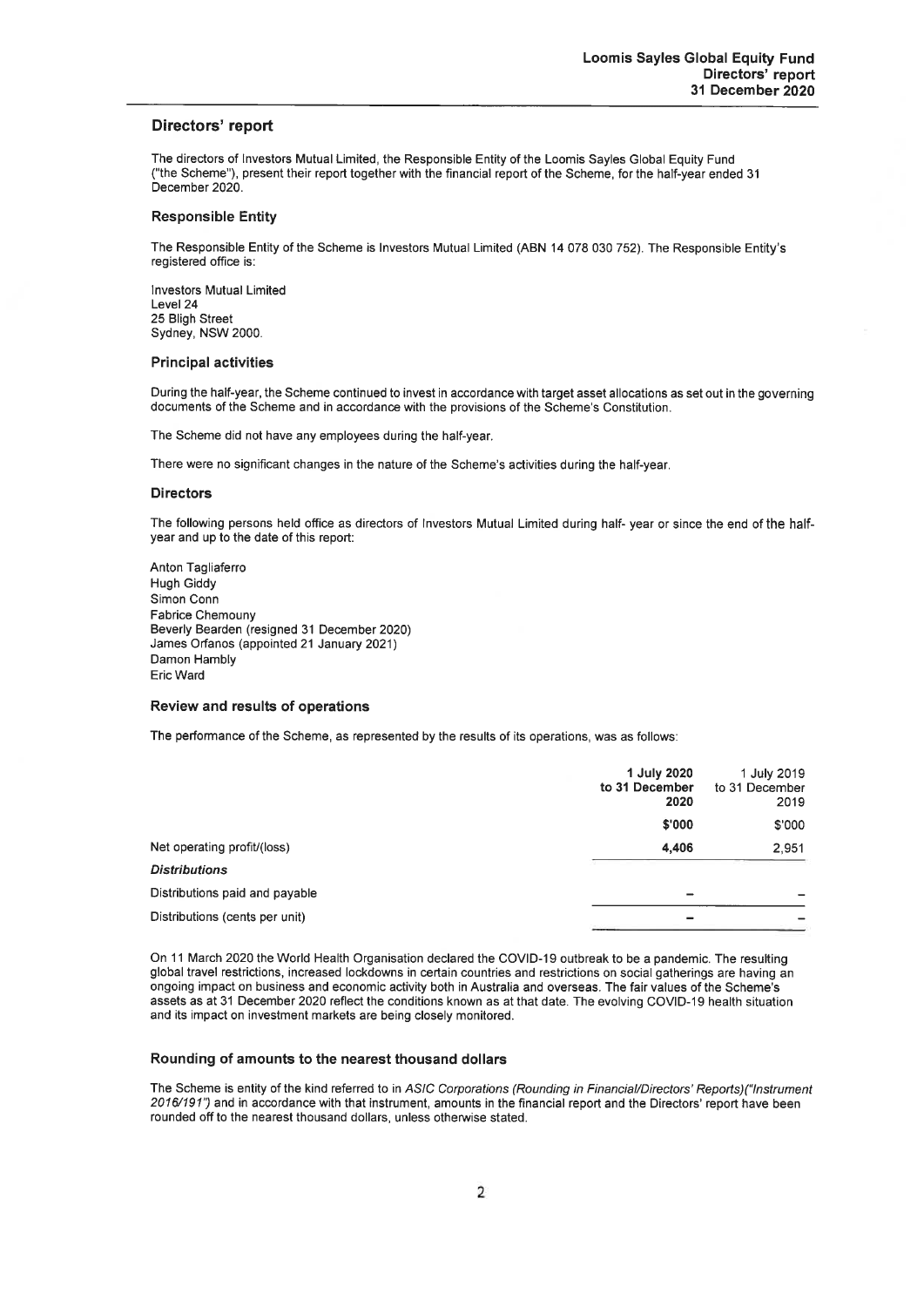## Directors' report

The directors of Investors Mutual Limited, the Responsible Entity of the Loomis Sayles Global Equity Fund ("the Scheme"), present their report together with the financial report of the Scheme, for the half-year ended 31 December 2020.

### Responsible Entity

The Responsible Entity of the Scheme is Investors Mutual Limited (ABN 14 078 030 752). The Responsible Entity's registered office is:

Investors Mutual Limited
Level 24
25 Bligh Street
Sydney, NSW 2000.

### Principal activities

During the half-year, the Scheme continued to invest in accordance with target asset allocations as set out in the governing documents of the Scheme and in accordance with the provisions of the Scheme's Constitution.

The Scheme did not have any employees during the half-year.

There were no significant changes in the nature of the Scheme's activities during the half-year.

### Directors

The following persons held office as directors of Investors Mutual Limited during half- year or since the end of the half-year and up to the date of this report:

Anton Tagliaferro
Hugh Giddy
Simon Conn
Fabrice Chemouny
Beverly Bearden (resigned 31 December 2020)
James Orfanos (appointed 21 January 2021)
Damon Hambly
Eric Ward

### Review and results of operations

The performance of the Scheme, as represented by the results of its operations, was as follows:

| | **1 July 2020 to 31 December 2020** | 1 July 2019 to 31 December 2019 |
|---|---|---|
| | **$'000** | $'000 |
| Net operating profit/(loss) | **4,406** | 2,951 |
| ***Distributions*** | | |
| Distributions paid and payable | **-** | - |
| Distributions (cents per unit) | **-** | - |

On 11 March 2020 the World Health Organisation declared the COVID-19 outbreak to be a pandemic. The resulting global travel restrictions, increased lockdowns in certain countries and restrictions on social gatherings are having an ongoing impact on business and economic activity both in Australia and overseas. The fair values of the Scheme's assets as at 31 December 2020 reflect the conditions known as at that date. The evolving COVID-19 health situation and its impact on investment markets are being closely monitored.

### Rounding of amounts to the nearest thousand dollars

The Scheme is entity of the kind referred to in *ASIC Corporations (Rounding in Financial/Directors' Reports)("Instrument 2016/191")* and in accordance with that instrument, amounts in the financial report and the Directors' report have been rounded off to the nearest thousand dollars, unless otherwise stated.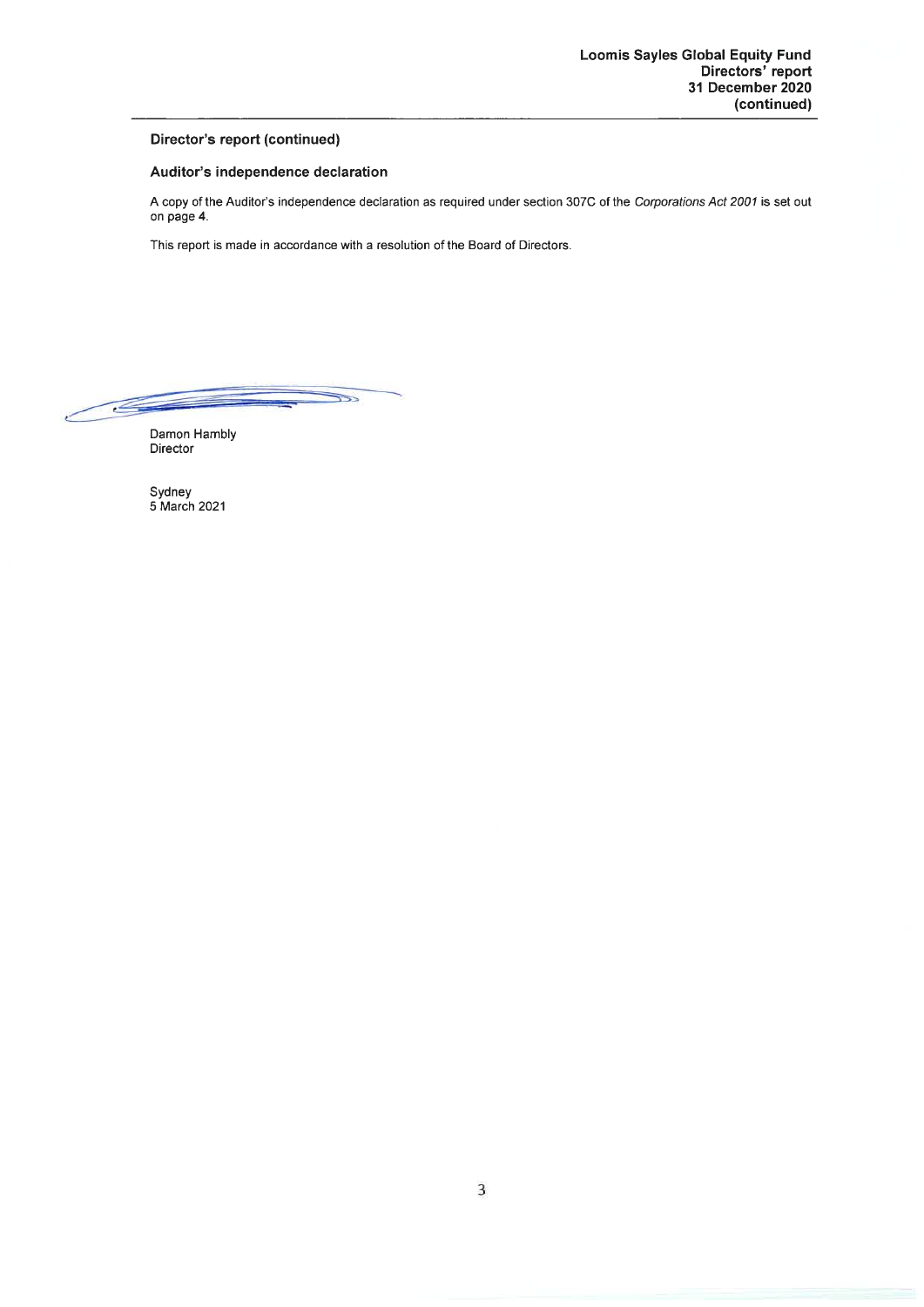## Director's report (continued)

### Auditor's independence declaration

A copy of the Auditor's independence declaration as required under section 307C of the *Corporations Act 2001* is set out on page **4**.

This report is made in accordance with a resolution of the Board of Directors.

Damon Hambly
Director

Sydney
5 March 2021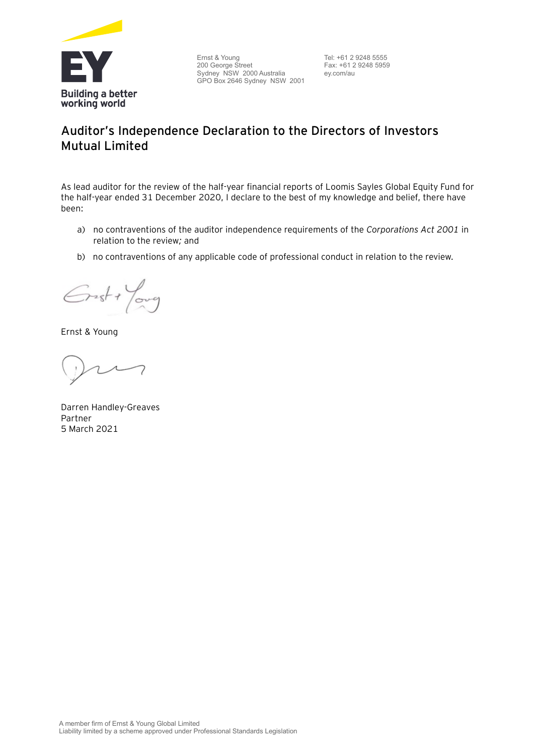Ernst & Young
200 George Street
Sydney NSW 2000 Australia
GPO Box 2646 Sydney NSW 2001

Tel: +61 2 9248 5555
Fax: +61 2 9248 5959
ey.com/au

## Auditor's Independence Declaration to the Directors of Investors Mutual Limited

As lead auditor for the review of the half-year financial reports of Loomis Sayles Global Equity Fund for the half-year ended 31 December 2020, I declare to the best of my knowledge and belief, there have been:

a) no contraventions of the auditor independence requirements of the *Corporations Act 2001* in relation to the review*;* and

b) no contraventions of any applicable code of professional conduct in relation to the review.

Ernst & Young

Darren Handley-Greaves
Partner
5 March 2021

A member firm of Ernst & Young Global Limited
Liability limited by a scheme approved under Professional Standards Legislation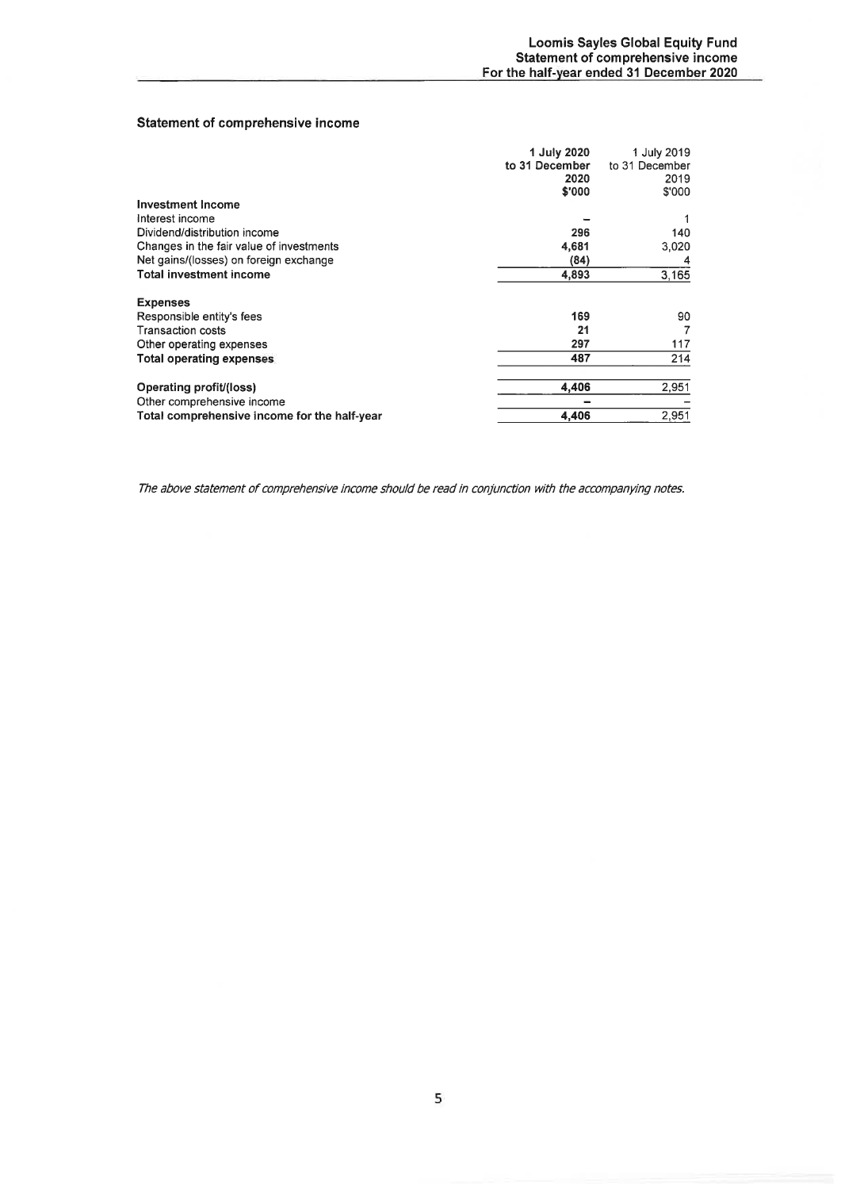## Statement of comprehensive income

| | 1 July 2020 to 31 December 2020 $'000 | 1 July 2019 to 31 December 2019 $'000 |
|---|---|---|
| **Investment Income** | | |
| Interest income | – | 1 |
| Dividend/distribution income | 296 | 140 |
| Changes in the fair value of investments | 4,681 | 3,020 |
| Net gains/(losses) on foreign exchange | (84) | 4 |
| **Total investment income** | **4,893** | **3,165** |
| | | |
| **Expenses** | | |
| Responsible entity's fees | 169 | 90 |
| Transaction costs | 21 | 7 |
| Other operating expenses | 297 | 117 |
| **Total operating expenses** | **487** | **214** |
| | | |
| **Operating profit/(loss)** | **4,406** | **2,951** |
| Other comprehensive income | – | – |
| **Total comprehensive income for the half-year** | **4,406** | **2,951** |

*The above statement of comprehensive income should be read in conjunction with the accompanying notes.*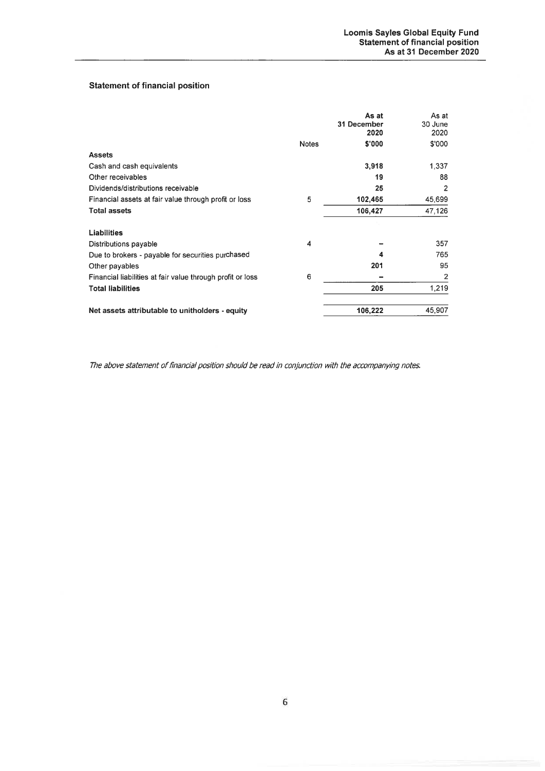## Statement of financial position

| | Notes | As at 31 December 2020 $'000 | As at 30 June 2020 $'000 |
|---|---|---|---|
| **Assets** | | | |
| Cash and cash equivalents | | **3,918** | 1,337 |
| Other receivables | | **19** | 88 |
| Dividends/distributions receivable | | **25** | 2 |
| Financial assets at fair value through profit or loss | 5 | **102,465** | 45,699 |
| **Total assets** | | **106,427** | 47,126 |
| **Liabilities** | | | |
| Distributions payable | 4 | **-** | 357 |
| Due to brokers - payable for securities purchased | | **4** | 765 |
| Other payables | | **201** | 95 |
| Financial liabilities at fair value through profit or loss | 6 | **-** | 2 |
| **Total liabilities** | | **205** | 1,219 |
| **Net assets attributable to unitholders - equity** | | **106,222** | 45,907 |

*The above statement of financial position should be read in conjunction with the accompanying notes.*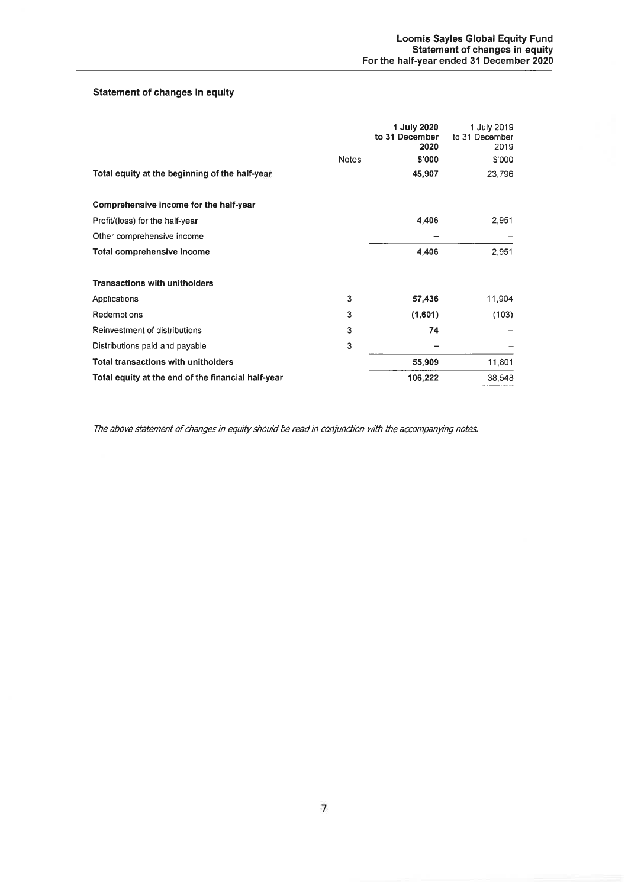## Statement of changes in equity

| | Notes | 1 July 2020 to 31 December 2020 | 1 July 2019 to 31 December 2019 |
|---|---|---|---|
| | | **$'000** | $'000 |
| **Total equity at the beginning of the half-year** | | **45,907** | 23,796 |
| | | | |
| **Comprehensive income for the half-year** | | | |
| Profit/(loss) for the half-year | | **4,406** | 2,951 |
| Other comprehensive income | | **-** | - |
| **Total comprehensive income** | | **4,406** | 2,951 |
| | | | |
| **Transactions with unitholders** | | | |
| Applications | 3 | **57,436** | 11,904 |
| Redemptions | 3 | **(1,601)** | (103) |
| Reinvestment of distributions | 3 | **74** | - |
| Distributions paid and payable | 3 | **-** | - |
| **Total transactions with unitholders** | | **55,909** | 11,801 |
| **Total equity at the end of the financial half-year** | | **106,222** | 38,548 |

*The above statement of changes in equity should be read in conjunction with the accompanying notes.*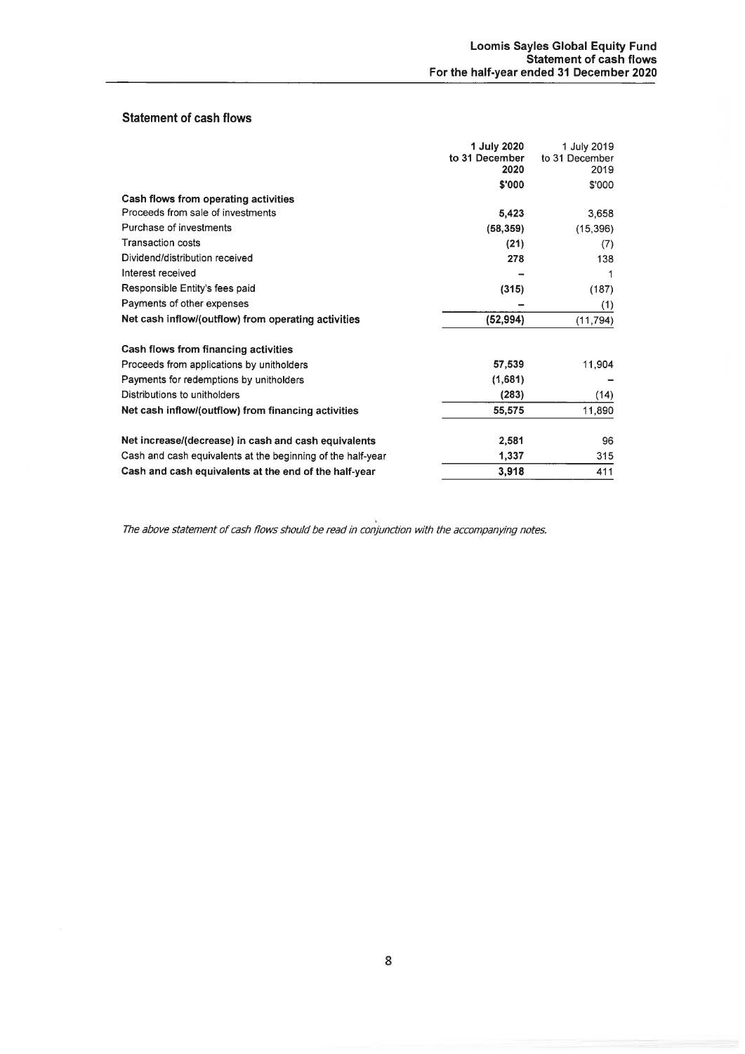## Statement of cash flows

| | 1 July 2020 to 31 December 2020 | 1 July 2019 to 31 December 2019 |
|---|---|---|
| | **$'000** | $'000 |
| **Cash flows from operating activities** | | |
| Proceeds from sale of investments | **5,423** | 3,658 |
| Purchase of investments | **(58,359)** | (15,396) |
| Transaction costs | **(21)** | (7) |
| Dividend/distribution received | **278** | 138 |
| Interest received | **–** | 1 |
| Responsible Entity's fees paid | **(315)** | (187) |
| Payments of other expenses | **–** | (1) |
| **Net cash inflow/(outflow) from operating activities** | **(52,994)** | (11,794) |
| **Cash flows from financing activities** | | |
| Proceeds from applications by unitholders | **57,539** | 11,904 |
| Payments for redemptions by unitholders | **(1,681)** | – |
| Distributions to unitholders | **(283)** | (14) |
| **Net cash inflow/(outflow) from financing activities** | **55,575** | 11,890 |
| **Net increase/(decrease) in cash and cash equivalents** | **2,581** | 96 |
| Cash and cash equivalents at the beginning of the half-year | **1,337** | 315 |
| **Cash and cash equivalents at the end of the half-year** | **3,918** | 411 |

*The above statement of cash flows should be read in conjunction with the accompanying notes.*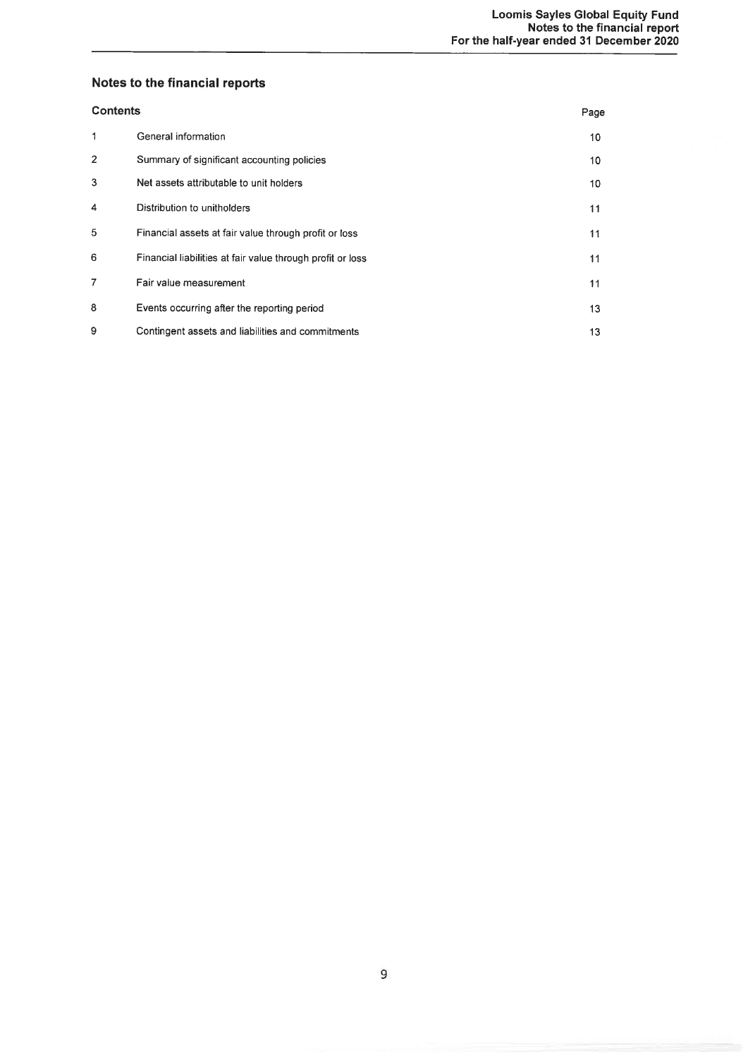## Notes to the financial reports

| Contents | | Page |
|---|---|---|
| 1 | General information | 10 |
| 2 | Summary of significant accounting policies | 10 |
| 3 | Net assets attributable to unit holders | 10 |
| 4 | Distribution to unitholders | 11 |
| 5 | Financial assets at fair value through profit or loss | 11 |
| 6 | Financial liabilities at fair value through profit or loss | 11 |
| 7 | Fair value measurement | 11 |
| 8 | Events occurring after the reporting period | 13 |
| 9 | Contingent assets and liabilities and commitments | 13 |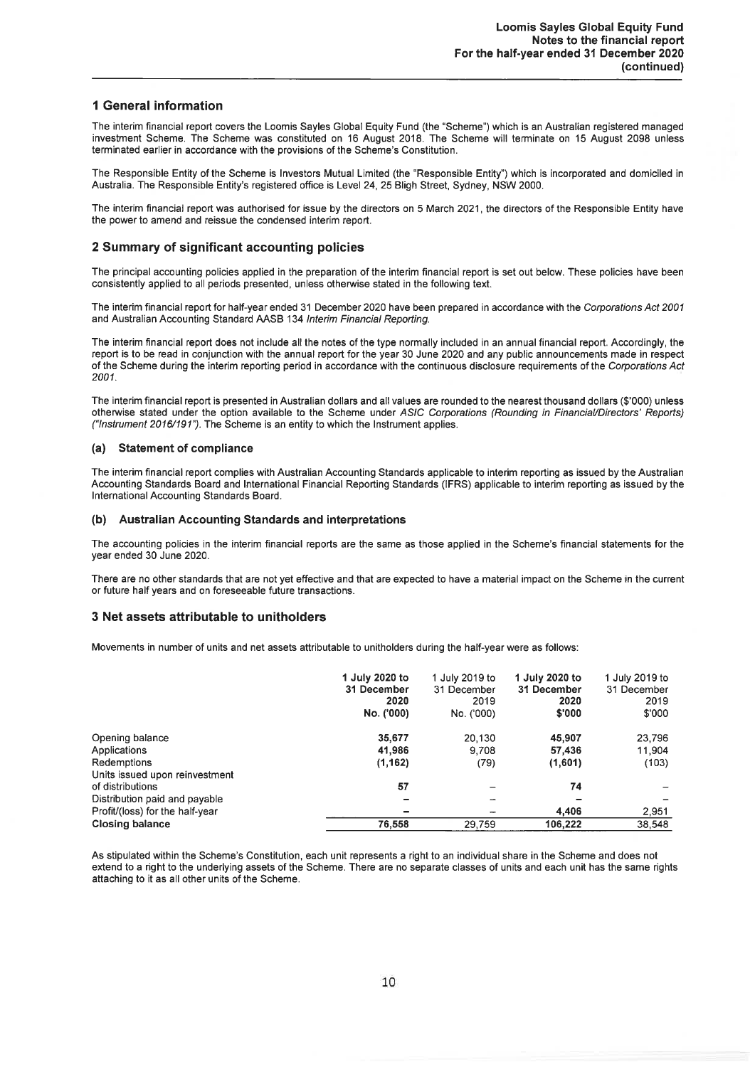## 1 General information

The interim financial report covers the Loomis Sayles Global Equity Fund (the "Scheme") which is an Australian registered managed investment Scheme. The Scheme was constituted on 16 August 2018. The Scheme will terminate on 15 August 2098 unless terminated earlier in accordance with the provisions of the Scheme's Constitution.

The Responsible Entity of the Scheme is Investors Mutual Limited (the "Responsible Entity") which is incorporated and domiciled in Australia. The Responsible Entity's registered office is Level 24, 25 Bligh Street, Sydney, NSW 2000.

The interim financial report was authorised for issue by the directors on 5 March 2021, the directors of the Responsible Entity have the power to amend and reissue the condensed interim report.

## 2 Summary of significant accounting policies

The principal accounting policies applied in the preparation of the interim financial report is set out below. These policies have been consistently applied to all periods presented, unless otherwise stated in the following text.

The interim financial report for half-year ended 31 December 2020 have been prepared in accordance with the *Corporations Act 2001* and Australian Accounting Standard AASB 134 *Interim Financial Reporting*.

The interim financial report does not include all the notes of the type normally included in an annual financial report. Accordingly, the report is to be read in conjunction with the annual report for the year 30 June 2020 and any public announcements made in respect of the Scheme during the interim reporting period in accordance with the continuous disclosure requirements of the *Corporations Act 2001*.

The interim financial report is presented in Australian dollars and all values are rounded to the nearest thousand dollars ($'000) unless otherwise stated under the option available to the Scheme under *ASIC Corporations (Rounding in Financial/Directors' Reports) ("Instrument 2016/191")*. The Scheme is an entity to which the Instrument applies.

### (a) Statement of compliance

The interim financial report complies with Australian Accounting Standards applicable to interim reporting as issued by the Australian Accounting Standards Board and International Financial Reporting Standards (IFRS) applicable to interim reporting as issued by the International Accounting Standards Board.

### (b) Australian Accounting Standards and interpretations

The accounting policies in the interim financial reports are the same as those applied in the Scheme's financial statements for the year ended 30 June 2020.

There are no other standards that are not yet effective and that are expected to have a material impact on the Scheme in the current or future half years and on foreseeable future transactions.

## 3 Net assets attributable to unitholders

Movements in number of units and net assets attributable to unitholders during the half-year were as follows:

| | **1 July 2020 to 31 December 2020 No. ('000)** | 1 July 2019 to 31 December 2019 No. ('000) | **1 July 2020 to 31 December 2020 $'000** | 1 July 2019 to 31 December 2019 $'000 |
|---|---|---|---|---|
| Opening balance | **35,677** | 20,130 | **45,907** | 23,796 |
| Applications | **41,986** | 9,708 | **57,436** | 11,904 |
| Redemptions | **(1,162)** | (79) | **(1,601)** | (103) |
| Units issued upon reinvestment of distributions | **57** | – | **74** | – |
| Distribution paid and payable | **–** | – | **–** | – |
| Profit/(loss) for the half-year | **–** | – | **4,406** | 2,951 |
| **Closing balance** | **76,558** | 29,759 | **106,222** | 38,548 |

As stipulated within the Scheme's Constitution, each unit represents a right to an individual share in the Scheme and does not extend to a right to the underlying assets of the Scheme. There are no separate classes of units and each unit has the same rights attaching to it as all other units of the Scheme.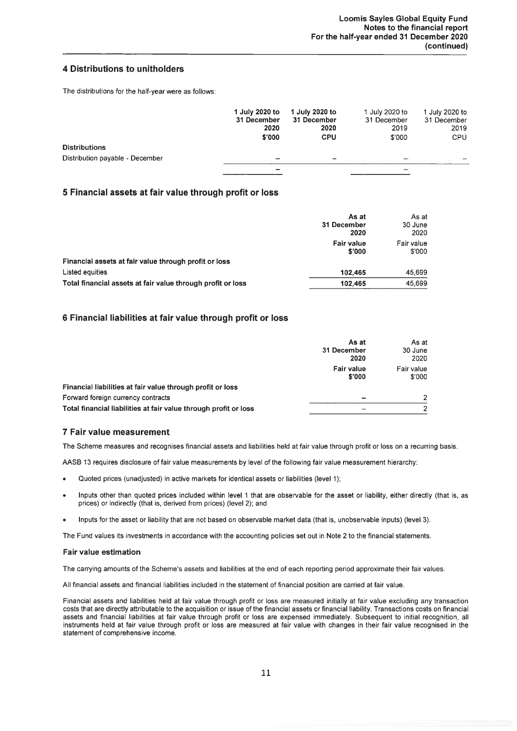## 4 Distributions to unitholders

The distributions for the half-year were as follows:

| | 1 July 2020 to 31 December 2020 $'000 | 1 July 2020 to 31 December 2020 CPU | 1 July 2020 to 31 December 2019 $'000 | 1 July 2020 to 31 December 2019 CPU |
|---|---|---|---|---|
| **Distributions** | | | | |
| Distribution payable - December | – | – | – | – |
| | – | | – | |

## 5 Financial assets at fair value through profit or loss

| | As at 31 December 2020 Fair value $'000 | As at 30 June 2020 Fair value $'000 |
|---|---|---|
| **Financial assets at fair value through profit or loss** | | |
| Listed equities | **102,465** | 45,699 |
| **Total financial assets at fair value through profit or loss** | **102,465** | 45,699 |

## 6 Financial liabilities at fair value through profit or loss

| | As at 31 December 2020 Fair value $'000 | As at 30 June 2020 Fair value $'000 |
|---|---|---|
| **Financial liabilities at fair value through profit or loss** | | |
| Forward foreign currency contracts | – | 2 |
| **Total financial liabilities at fair value through profit or loss** | – | 2 |

## 7 Fair value measurement

The Scheme measures and recognises financial assets and liabilities held at fair value through profit or loss on a recurring basis.

AASB 13 requires disclosure of fair value measurements by level of the following fair value measurement hierarchy:

- Quoted prices (unadjusted) in active markets for identical assets or liabilities (level 1);
- Inputs other than quoted prices included within level 1 that are observable for the asset or liability, either directly (that is, as prices) or indirectly (that is, derived from prices) (level 2); and
- Inputs for the asset or liability that are not based on observable market data (that is, unobservable inputs) (level 3).

The Fund values its investments in accordance with the accounting policies set out in Note 2 to the financial statements.

### Fair value estimation

The carrying amounts of the Scheme's assets and liabilities at the end of each reporting period approximate their fair values.

All financial assets and financial liabilities included in the statement of financial position are carried at fair value.

Financial assets and liabilities held at fair value through profit or loss are measured initially at fair value excluding any transaction costs that are directly attributable to the acquisition or issue of the financial assets or financial liability. Transactions costs on financial assets and financial liabilities at fair value through profit or loss are expensed immediately. Subsequent to initial recognition, all instruments held at fair value through profit or loss are measured at fair value with changes in their fair value recognised in the statement of comprehensive income.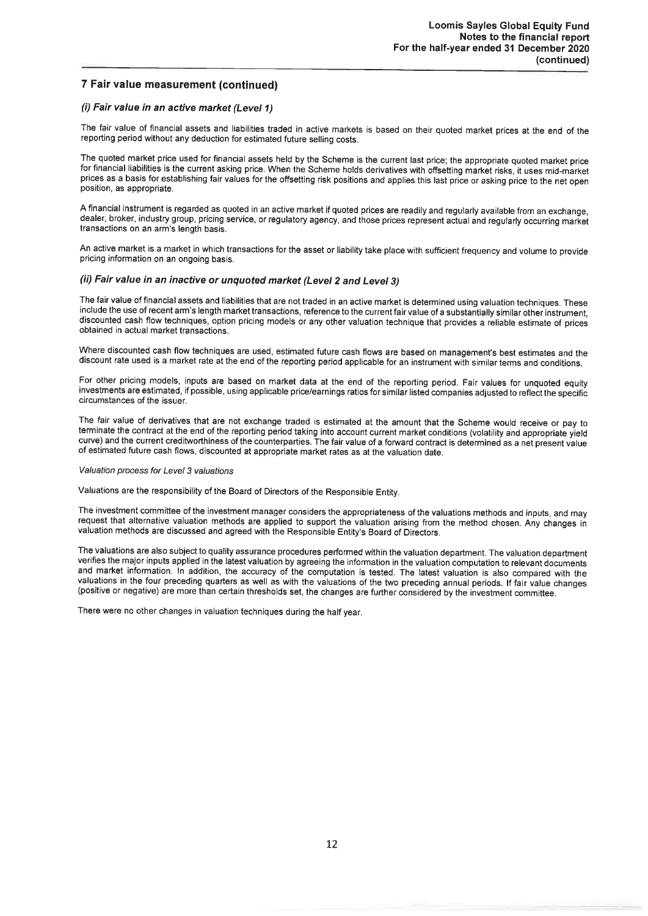## 7 Fair value measurement (continued)

### *(i) Fair value in an active market (Level 1)*

The fair value of financial assets and liabilities traded in active markets is based on their quoted market prices at the end of the reporting period without any deduction for estimated future selling costs.

The quoted market price used for financial assets held by the Scheme is the current last price; the appropriate quoted market price for financial liabilities is the current asking price. When the Scheme holds derivatives with offsetting market risks, it uses mid-market prices as a basis for establishing fair values for the offsetting risk positions and applies this last price or asking price to the net open position, as appropriate.

A financial instrument is regarded as quoted in an active market if quoted prices are readily and regularly available from an exchange, dealer, broker, industry group, pricing service, or regulatory agency, and those prices represent actual and regularly occurring market transactions on an arm's length basis.

An active market is a market in which transactions for the asset or liability take place with sufficient frequency and volume to provide pricing information on an ongoing basis.

### *(ii) Fair value in an inactive or unquoted market (Level 2 and Level 3)*

The fair value of financial assets and liabilities that are not traded in an active market is determined using valuation techniques. These include the use of recent arm's length market transactions, reference to the current fair value of a substantially similar other instrument, discounted cash flow techniques, option pricing models or any other valuation technique that provides a reliable estimate of prices obtained in actual market transactions.

Where discounted cash flow techniques are used, estimated future cash flows are based on management's best estimates and the discount rate used is a market rate at the end of the reporting period applicable for an instrument with similar terms and conditions.

For other pricing models, inputs are based on market data at the end of the reporting period. Fair values for unquoted equity investments are estimated, if possible, using applicable price/earnings ratios for similar listed companies adjusted to reflect the specific circumstances of the issuer.

The fair value of derivatives that are not exchange traded is estimated at the amount that the Scheme would receive or pay to terminate the contract at the end of the reporting period taking into account current market conditions (volatility and appropriate yield curve) and the current creditworthiness of the counterparties. The fair value of a forward contract is determined as a net present value of estimated future cash flows, discounted at appropriate market rates as at the valuation date.

*Valuation process for Level 3 valuations*

Valuations are the responsibility of the Board of Directors of the Responsible Entity.

The investment committee of the investment manager considers the appropriateness of the valuations methods and inputs, and may request that alternative valuation methods are applied to support the valuation arising from the method chosen. Any changes in valuation methods are discussed and agreed with the Responsible Entity's Board of Directors.

The valuations are also subject to quality assurance procedures performed within the valuation department. The valuation department verifies the major inputs applied in the latest valuation by agreeing the information in the valuation computation to relevant documents and market information. In addition, the accuracy of the computation is tested. The latest valuation is also compared with the valuations in the four preceding quarters as well as with the valuations of the two preceding annual periods. If fair value changes (positive or negative) are more than certain thresholds set, the changes are further considered by the investment committee.

There were no other changes in valuation techniques during the half year.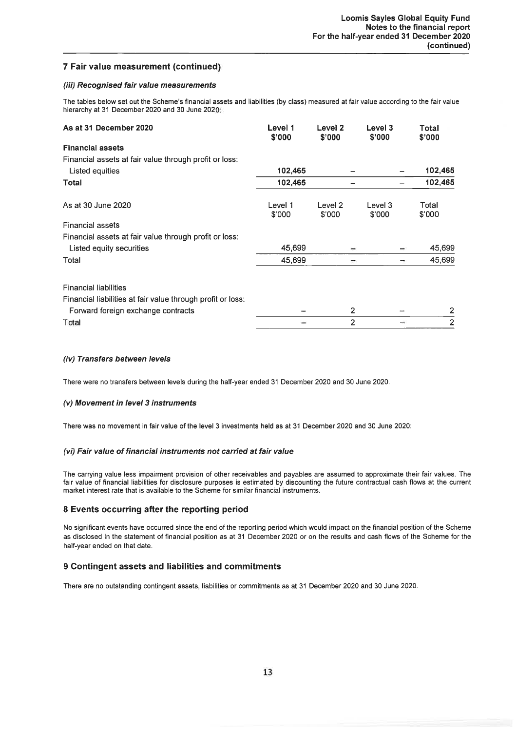## 7 Fair value measurement (continued)

### *(iii) Recognised fair value measurements*

The tables below set out the Scheme's financial assets and liabilities (by class) measured at fair value according to the fair value hierarchy at 31 December 2020 and 30 June 2020:

| **As at 31 December 2020** | **Level 1 \$'000** | **Level 2 \$'000** | **Level 3 \$'000** | **Total \$'000** |
|---|---|---|---|---|
| **Financial assets** | | | | |
| Financial assets at fair value through profit or loss: | | | | |
| Listed equities | **102,465** | **–** | **–** | **102,465** |
| **Total** | **102,465** | **–** | **–** | **102,465** |

| As at 30 June 2020 | Level 1 \$'000 | Level 2 \$'000 | Level 3 \$'000 | Total \$'000 |
|---|---|---|---|---|
| Financial assets | | | | |
| Financial assets at fair value through profit or loss: | | | | |
| Listed equity securities | 45,699 | – | – | 45,699 |
| Total | 45,699 | – | – | 45,699 |
| | | | | |
| Financial liabilities | | | | |
| Financial liabilities at fair value through profit or loss: | | | | |
| Forward foreign exchange contracts | – | 2 | – | 2 |
| Total | – | 2 | – | 2 |

### *(iv) Transfers between levels*

There were no transfers between levels during the half-year ended 31 December 2020 and 30 June 2020.

### *(v) Movement in level 3 instruments*

There was no movement in fair value of the level 3 investments held as at 31 December 2020 and 30 June 2020:

### *(vi) Fair value of financial instruments not carried at fair value*

The carrying value less impairment provision of other receivables and payables are assumed to approximate their fair values. The fair value of financial liabilities for disclosure purposes is estimated by discounting the future contractual cash flows at the current market interest rate that is available to the Scheme for similar financial instruments.

## 8 Events occurring after the reporting period

No significant events have occurred since the end of the reporting period which would impact on the financial position of the Scheme as disclosed in the statement of financial position as at 31 December 2020 or on the results and cash flows of the Scheme for the half-year ended on that date.

## 9 Contingent assets and liabilities and commitments

There are no outstanding contingent assets, liabilities or commitments as at 31 December 2020 and 30 June 2020.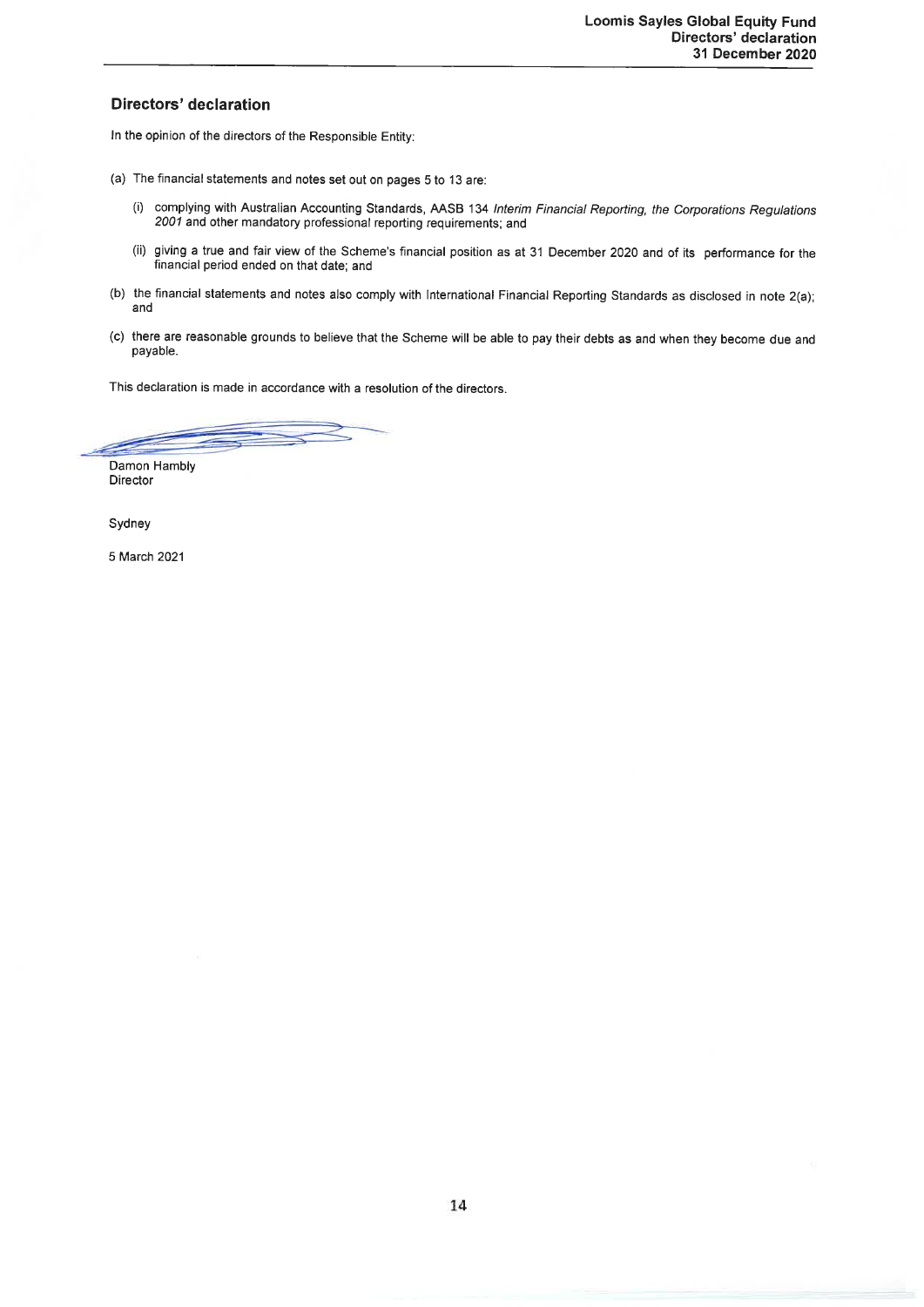## Directors' declaration

In the opinion of the directors of the Responsible Entity:

(a) The financial statements and notes set out on pages 5 to 13 are:

   (i) complying with Australian Accounting Standards, AASB 134 *Interim Financial Reporting, the Corporations Regulations 2001* and other mandatory professional reporting requirements; and

   (ii) giving a true and fair view of the Scheme's financial position as at 31 December 2020 and of its performance for the financial period ended on that date; and

(b) the financial statements and notes also comply with International Financial Reporting Standards as disclosed in note 2(a); and

(c) there are reasonable grounds to believe that the Scheme will be able to pay their debts as and when they become due and payable.

This declaration is made in accordance with a resolution of the directors.

Damon Hambly
Director

Sydney

5 March 2021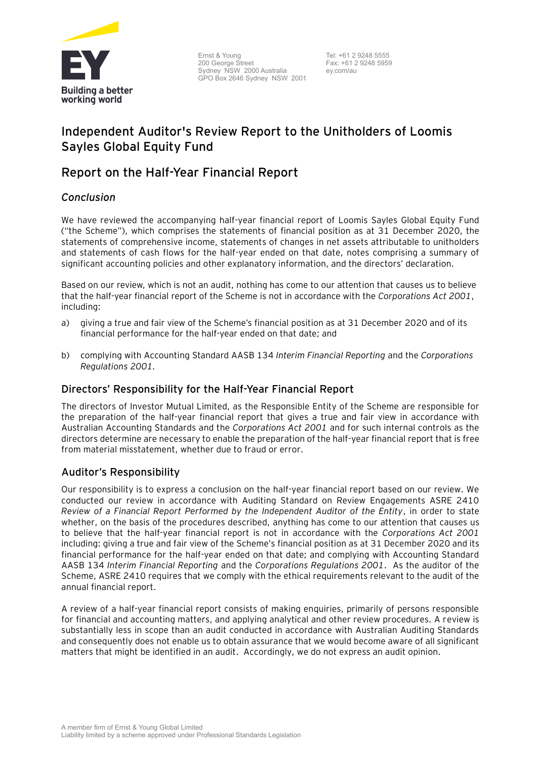Building a better working world

Ernst & Young
200 George Street
Sydney NSW 2000 Australia
GPO Box 2646 Sydney NSW 2001

Tel: +61 2 9248 5555
Fax: +61 2 9248 5959
ey.com/au

# Independent Auditor's Review Report to the Unitholders of Loomis Sayles Global Equity Fund

## Report on the Half-Year Financial Report

### *Conclusion*

We have reviewed the accompanying half-year financial report of Loomis Sayles Global Equity Fund ("the Scheme"), which comprises the statements of financial position as at 31 December 2020, the statements of comprehensive income, statements of changes in net assets attributable to unitholders and statements of cash flows for the half-year ended on that date, notes comprising a summary of significant accounting policies and other explanatory information, and the directors' declaration.

Based on our review, which is not an audit, nothing has come to our attention that causes us to believe that the half-year financial report of the Scheme is not in accordance with the *Corporations Act 2001*, including:

a) giving a true and fair view of the Scheme's financial position as at 31 December 2020 and of its financial performance for the half-year ended on that date; and

b) complying with Accounting Standard AASB 134 *Interim Financial Reporting* and the *Corporations Regulations 2001*.

### Directors' Responsibility for the Half-Year Financial Report

The directors of Investor Mutual Limited, as the Responsible Entity of the Scheme are responsible for the preparation of the half-year financial report that gives a true and fair view in accordance with Australian Accounting Standards and the *Corporations Act 2001* and for such internal controls as the directors determine are necessary to enable the preparation of the half-year financial report that is free from material misstatement, whether due to fraud or error.

### Auditor's Responsibility

Our responsibility is to express a conclusion on the half-year financial report based on our review. We conducted our review in accordance with Auditing Standard on Review Engagements ASRE 2410 *Review of a Financial Report Performed by the Independent Auditor of the Entity*, in order to state whether, on the basis of the procedures described, anything has come to our attention that causes us to believe that the half-year financial report is not in accordance with the *Corporations Act 2001* including: giving a true and fair view of the Scheme's financial position as at 31 December 2020 and its financial performance for the half-year ended on that date; and complying with Accounting Standard AASB 134 *Interim Financial Reporting* and the *Corporations Regulations 2001*. As the auditor of the Scheme, ASRE 2410 requires that we comply with the ethical requirements relevant to the audit of the annual financial report.

A review of a half-year financial report consists of making enquiries, primarily of persons responsible for financial and accounting matters, and applying analytical and other review procedures. A review is substantially less in scope than an audit conducted in accordance with Australian Auditing Standards and consequently does not enable us to obtain assurance that we would become aware of all significant matters that might be identified in an audit. Accordingly, we do not express an audit opinion.

A member firm of Ernst & Young Global Limited
Liability limited by a scheme approved under Professional Standards Legislation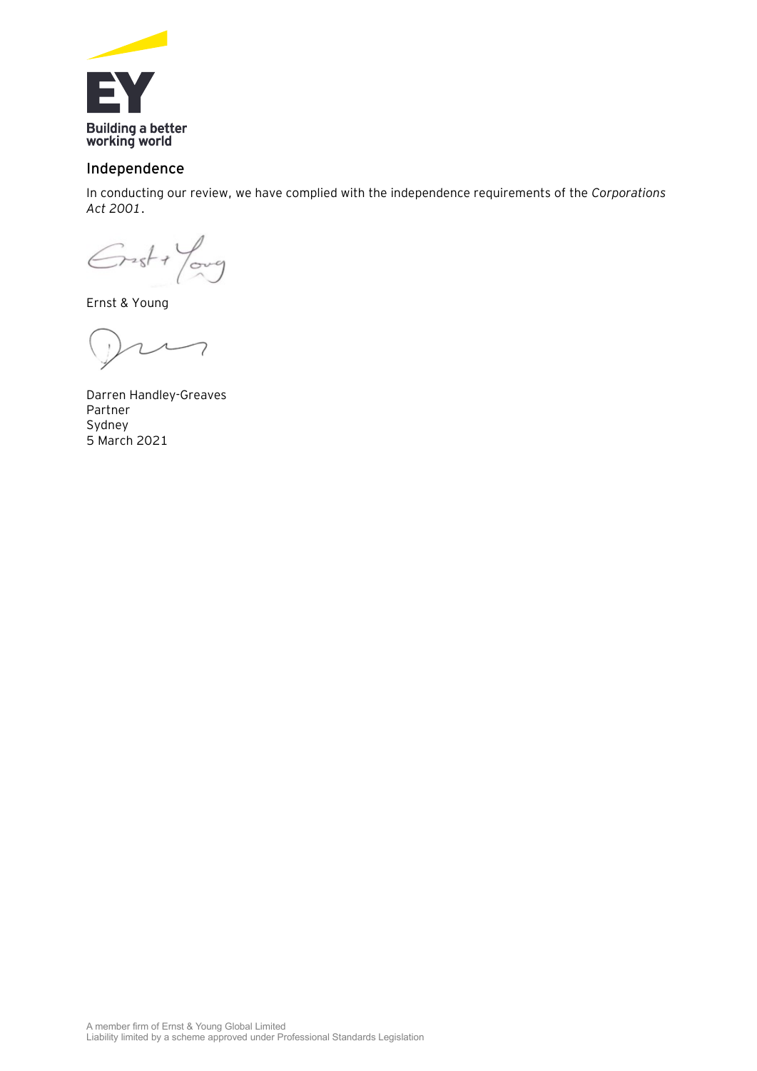## Independence

In conducting our review, we have complied with the independence requirements of the *Corporations Act 2001*.

Ernst & Young

Darren Handley-Greaves
Partner
Sydney
5 March 2021

A member firm of Ernst & Young Global Limited
Liability limited by a scheme approved under Professional Standards Legislation